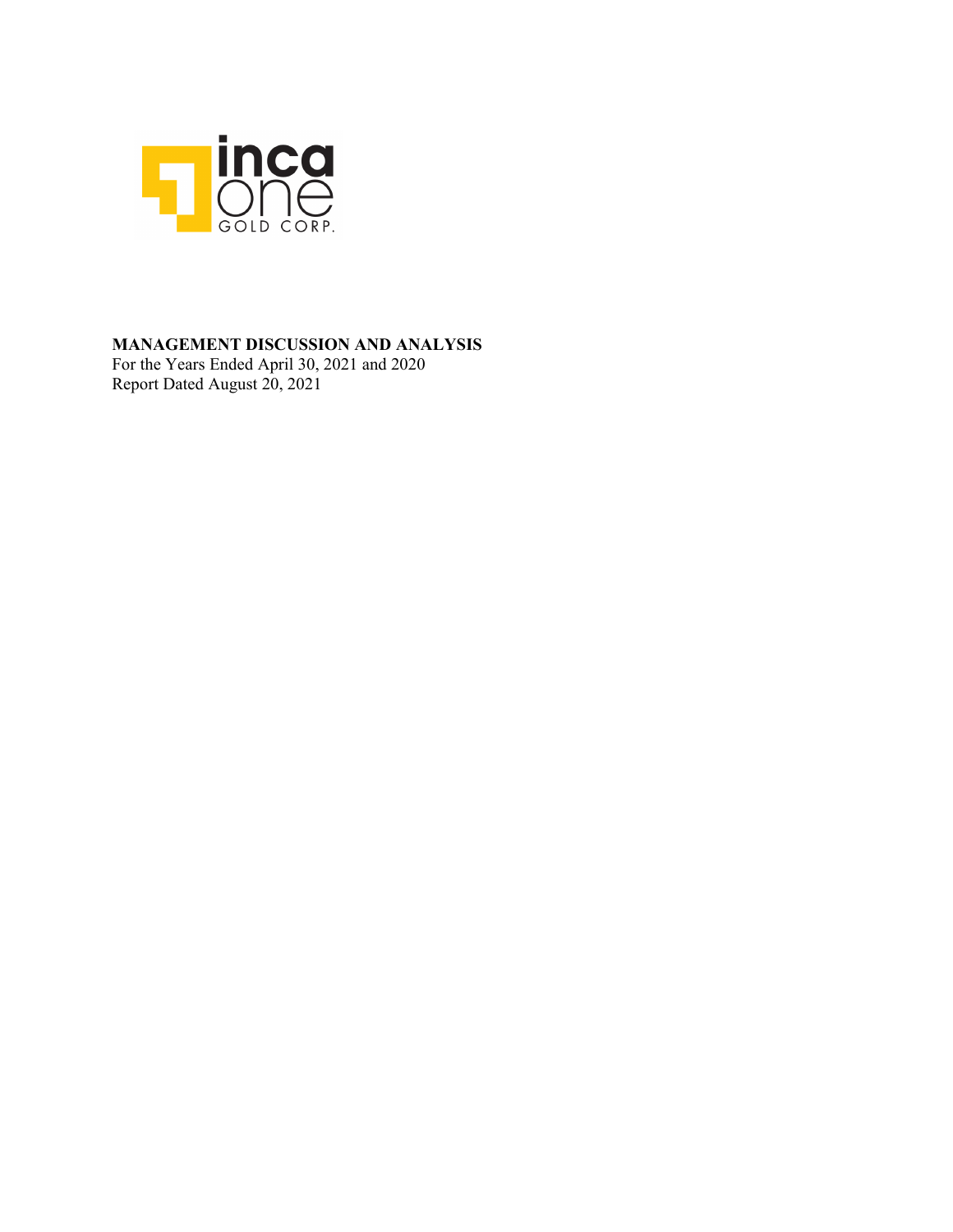inca one GOLD CORP.

**MANAGEMENT DISCUSSION AND ANALYSIS**
For the Years Ended April 30, 2021 and 2020
Report Dated August 20, 2021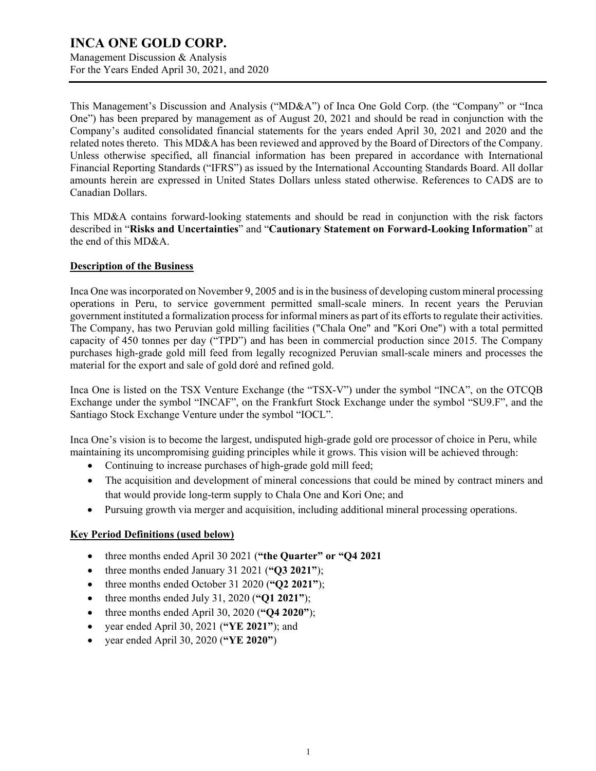# INCA ONE GOLD CORP.

Management Discussion & Analysis
For the Years Ended April 30, 2021, and 2020

This Management's Discussion and Analysis ("MD&A") of Inca One Gold Corp. (the "Company" or "Inca One") has been prepared by management as of August 20, 2021 and should be read in conjunction with the Company's audited consolidated financial statements for the years ended April 30, 2021 and 2020 and the related notes thereto. This MD&A has been reviewed and approved by the Board of Directors of the Company. Unless otherwise specified, all financial information has been prepared in accordance with International Financial Reporting Standards ("IFRS") as issued by the International Accounting Standards Board. All dollar amounts herein are expressed in United States Dollars unless stated otherwise. References to CAD$ are to Canadian Dollars.

This MD&A contains forward-looking statements and should be read in conjunction with the risk factors described in "**Risks and Uncertainties**" and "**Cautionary Statement on Forward-Looking Information**" at the end of this MD&A.

## Description of the Business

Inca One was incorporated on November 9, 2005 and is in the business of developing custom mineral processing operations in Peru, to service government permitted small-scale miners. In recent years the Peruvian government instituted a formalization process for informal miners as part of its efforts to regulate their activities. The Company, has two Peruvian gold milling facilities ("Chala One" and "Kori One") with a total permitted capacity of 450 tonnes per day ("TPD") and has been in commercial production since 2015. The Company purchases high-grade gold mill feed from legally recognized Peruvian small-scale miners and processes the material for the export and sale of gold doré and refined gold.

Inca One is listed on the TSX Venture Exchange (the "TSX-V") under the symbol "INCA", on the OTCQB Exchange under the symbol "INCAF", on the Frankfurt Stock Exchange under the symbol "SU9.F", and the Santiago Stock Exchange Venture under the symbol "IOCL".

Inca One's vision is to become the largest, undisputed high-grade gold ore processor of choice in Peru, while maintaining its uncompromising guiding principles while it grows. This vision will be achieved through:

- Continuing to increase purchases of high-grade gold mill feed;
- The acquisition and development of mineral concessions that could be mined by contract miners and that would provide long-term supply to Chala One and Kori One; and
- Pursuing growth via merger and acquisition, including additional mineral processing operations.

## Key Period Definitions (used below)

- three months ended April 30 2021 (**"the Quarter" or "Q4 2021**
- three months ended January 31 2021 (**"Q3 2021"**);
- three months ended October 31 2020 (**"Q2 2021"**);
- three months ended July 31, 2020 (**"Q1 2021"**);
- three months ended April 30, 2020 (**"Q4 2020"**);
- year ended April 30, 2021 (**"YE 2021"**); and
- year ended April 30, 2020 (**"YE 2020"**)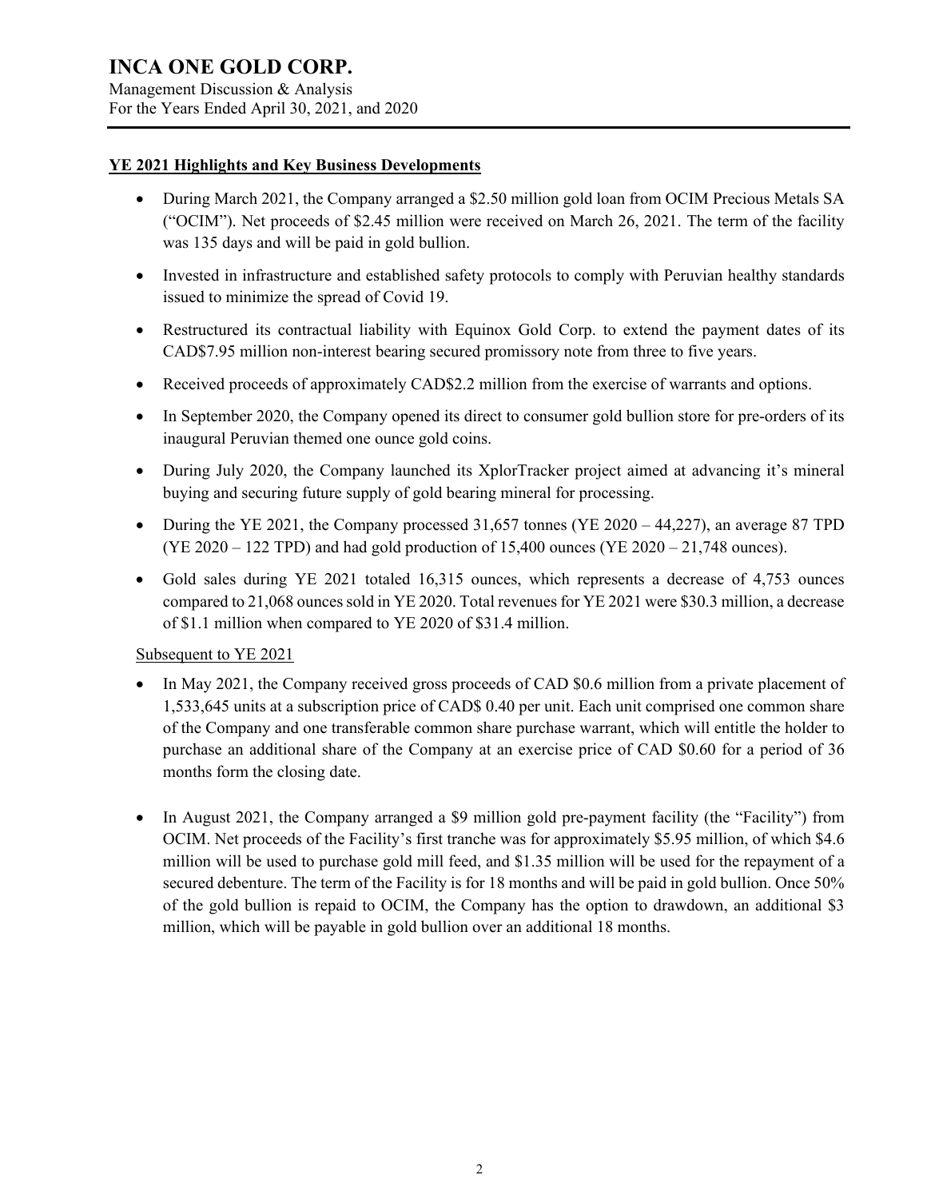## YE 2021 Highlights and Key Business Developments

- During March 2021, the Company arranged a $2.50 million gold loan from OCIM Precious Metals SA ("OCIM"). Net proceeds of $2.45 million were received on March 26, 2021. The term of the facility was 135 days and will be paid in gold bullion.
- Invested in infrastructure and established safety protocols to comply with Peruvian healthy standards issued to minimize the spread of Covid 19.
- Restructured its contractual liability with Equinox Gold Corp. to extend the payment dates of its CAD$7.95 million non-interest bearing secured promissory note from three to five years.
- Received proceeds of approximately CAD$2.2 million from the exercise of warrants and options.
- In September 2020, the Company opened its direct to consumer gold bullion store for pre-orders of its inaugural Peruvian themed one ounce gold coins.
- During July 2020, the Company launched its XplorTracker project aimed at advancing it's mineral buying and securing future supply of gold bearing mineral for processing.
- During the YE 2021, the Company processed 31,657 tonnes (YE 2020 – 44,227), an average 87 TPD (YE 2020 – 122 TPD) and had gold production of 15,400 ounces (YE 2020 – 21,748 ounces).
- Gold sales during YE 2021 totaled 16,315 ounces, which represents a decrease of 4,753 ounces compared to 21,068 ounces sold in YE 2020. Total revenues for YE 2021 were $30.3 million, a decrease of $1.1 million when compared to YE 2020 of $31.4 million.

Subsequent to YE 2021

- In May 2021, the Company received gross proceeds of CAD $0.6 million from a private placement of 1,533,645 units at a subscription price of CAD$ 0.40 per unit. Each unit comprised one common share of the Company and one transferable common share purchase warrant, which will entitle the holder to purchase an additional share of the Company at an exercise price of CAD $0.60 for a period of 36 months form the closing date.
- In August 2021, the Company arranged a $9 million gold pre-payment facility (the "Facility") from OCIM. Net proceeds of the Facility's first tranche was for approximately $5.95 million, of which $4.6 million will be used to purchase gold mill feed, and $1.35 million will be used for the repayment of a secured debenture. The term of the Facility is for 18 months and will be paid in gold bullion. Once 50% of the gold bullion is repaid to OCIM, the Company has the option to drawdown, an additional $3 million, which will be payable in gold bullion over an additional 18 months.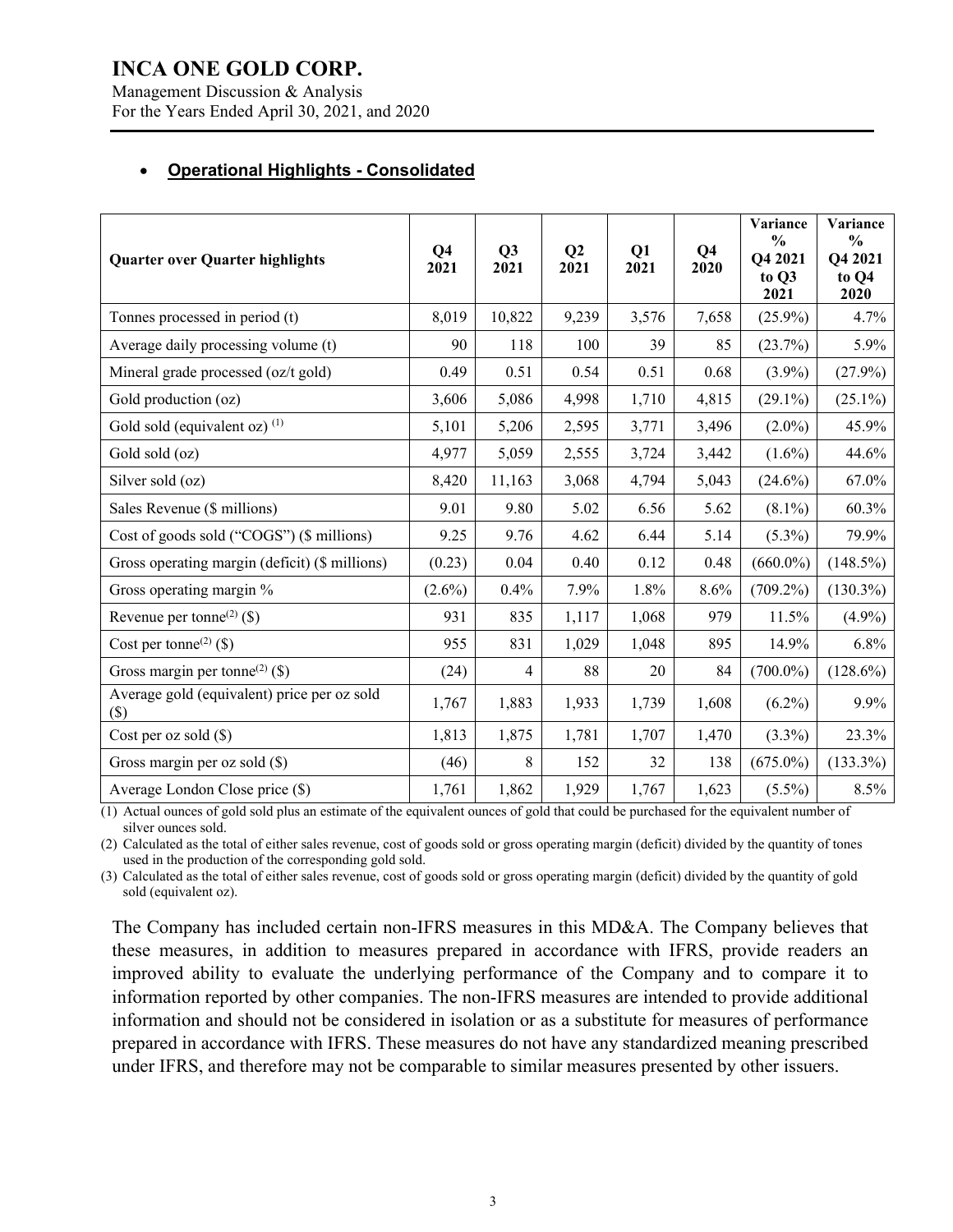- **Operational Highlights - Consolidated**

| Quarter over Quarter highlights | Q4 2021 | Q3 2021 | Q2 2021 | Q1 2021 | Q4 2020 | Variance % Q4 2021 to Q3 2021 | Variance % Q4 2021 to Q4 2020 |
|---|---|---|---|---|---|---|---|
| Tonnes processed in period (t) | 8,019 | 10,822 | 9,239 | 3,576 | 7,658 | (25.9%) | 4.7% |
| Average daily processing volume (t) | 90 | 118 | 100 | 39 | 85 | (23.7%) | 5.9% |
| Mineral grade processed (oz/t gold) | 0.49 | 0.51 | 0.54 | 0.51 | 0.68 | (3.9%) | (27.9%) |
| Gold production (oz) | 3,606 | 5,086 | 4,998 | 1,710 | 4,815 | (29.1%) | (25.1%) |
| Gold sold (equivalent oz) (1) | 5,101 | 5,206 | 2,595 | 3,771 | 3,496 | (2.0%) | 45.9% |
| Gold sold (oz) | 4,977 | 5,059 | 2,555 | 3,724 | 3,442 | (1.6%) | 44.6% |
| Silver sold (oz) | 8,420 | 11,163 | 3,068 | 4,794 | 5,043 | (24.6%) | 67.0% |
| Sales Revenue ($ millions) | 9.01 | 9.80 | 5.02 | 6.56 | 5.62 | (8.1%) | 60.3% |
| Cost of goods sold ("COGS") ($ millions) | 9.25 | 9.76 | 4.62 | 6.44 | 5.14 | (5.3%) | 79.9% |
| Gross operating margin (deficit) ($ millions) | (0.23) | 0.04 | 0.40 | 0.12 | 0.48 | (660.0%) | (148.5%) |
| Gross operating margin % | (2.6%) | 0.4% | 7.9% | 1.8% | 8.6% | (709.2%) | (130.3%) |
| Revenue per tonne(2) ($) | 931 | 835 | 1,117 | 1,068 | 979 | 11.5% | (4.9%) |
| Cost per tonne(2) ($) | 955 | 831 | 1,029 | 1,048 | 895 | 14.9% | 6.8% |
| Gross margin per tonne(2) ($) | (24) | 4 | 88 | 20 | 84 | (700.0%) | (128.6%) |
| Average gold (equivalent) price per oz sold ($) | 1,767 | 1,883 | 1,933 | 1,739 | 1,608 | (6.2%) | 9.9% |
| Cost per oz sold ($) | 1,813 | 1,875 | 1,781 | 1,707 | 1,470 | (3.3%) | 23.3% |
| Gross margin per oz sold ($) | (46) | 8 | 152 | 32 | 138 | (675.0%) | (133.3%) |
| Average London Close price ($) | 1,761 | 1,862 | 1,929 | 1,767 | 1,623 | (5.5%) | 8.5% |

(1) Actual ounces of gold sold plus an estimate of the equivalent ounces of gold that could be purchased for the equivalent number of silver ounces sold.

(2) Calculated as the total of either sales revenue, cost of goods sold or gross operating margin (deficit) divided by the quantity of tones used in the production of the corresponding gold sold.

(3) Calculated as the total of either sales revenue, cost of goods sold or gross operating margin (deficit) divided by the quantity of gold sold (equivalent oz).

The Company has included certain non-IFRS measures in this MD&A. The Company believes that these measures, in addition to measures prepared in accordance with IFRS, provide readers an improved ability to evaluate the underlying performance of the Company and to compare it to information reported by other companies. The non-IFRS measures are intended to provide additional information and should not be considered in isolation or as a substitute for measures of performance prepared in accordance with IFRS. These measures do not have any standardized meaning prescribed under IFRS, and therefore may not be comparable to similar measures presented by other issuers.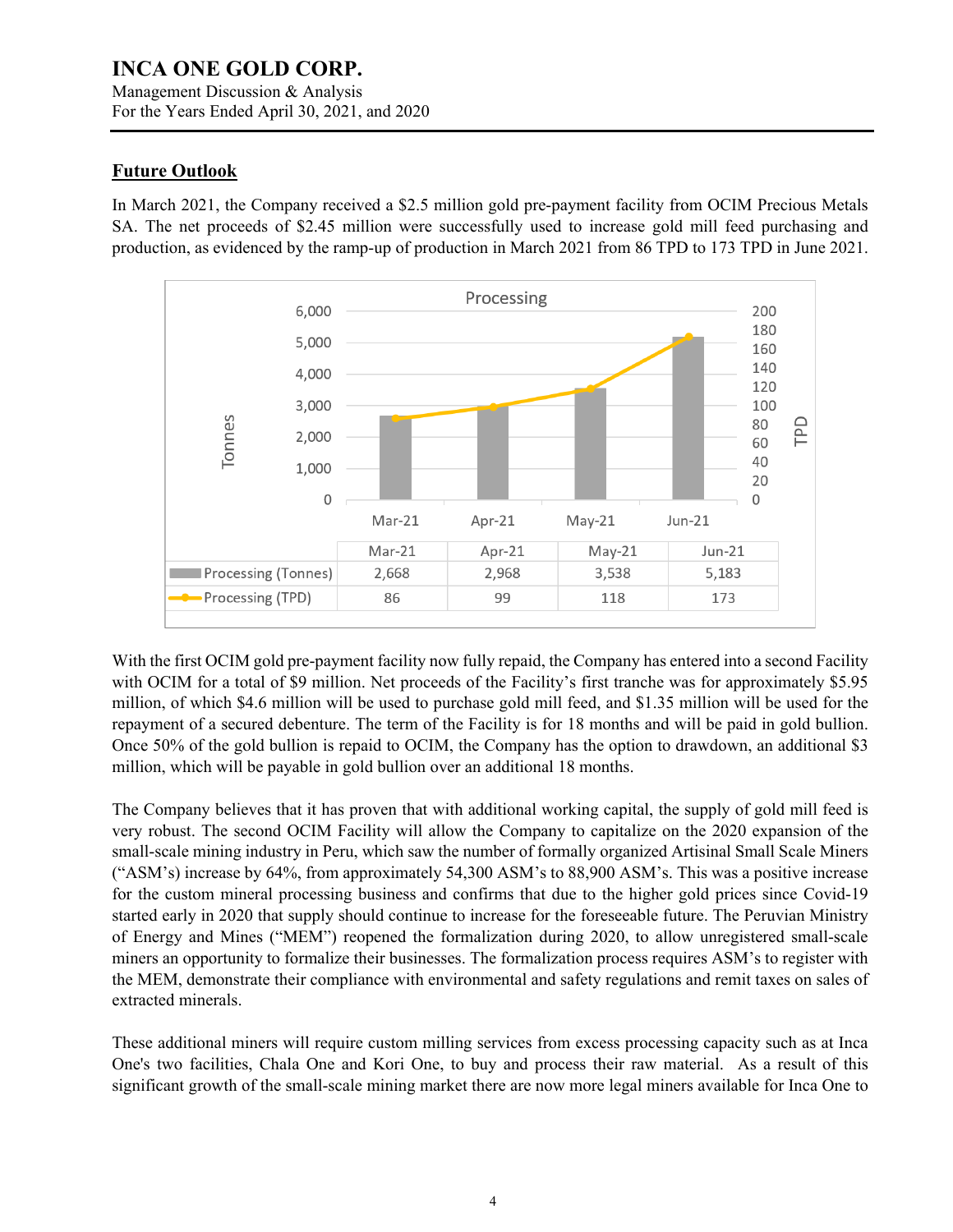## Future Outlook

In March 2021, the Company received a $2.5 million gold pre-payment facility from OCIM Precious Metals SA. The net proceeds of $2.45 million were successfully used to increase gold mill feed purchasing and production, as evidenced by the ramp-up of production in March 2021 from 86 TPD to 173 TPD in June 2021.

**Processing**

| | Mar-21 | Apr-21 | May-21 | Jun-21 |
|---|---|---|---|---|
| Processing (Tonnes) | 2,668 | 2,968 | 3,538 | 5,183 |
| Processing (TPD) | 86 | 99 | 118 | 173 |

With the first OCIM gold pre-payment facility now fully repaid, the Company has entered into a second Facility with OCIM for a total of $9 million. Net proceeds of the Facility's first tranche was for approximately $5.95 million, of which $4.6 million will be used to purchase gold mill feed, and $1.35 million will be used for the repayment of a secured debenture. The term of the Facility is for 18 months and will be paid in gold bullion. Once 50% of the gold bullion is repaid to OCIM, the Company has the option to drawdown, an additional $3 million, which will be payable in gold bullion over an additional 18 months.

The Company believes that it has proven that with additional working capital, the supply of gold mill feed is very robust. The second OCIM Facility will allow the Company to capitalize on the 2020 expansion of the small-scale mining industry in Peru, which saw the number of formally organized Artisinal Small Scale Miners ("ASM's) increase by 64%, from approximately 54,300 ASM's to 88,900 ASM's. This was a positive increase for the custom mineral processing business and confirms that due to the higher gold prices since Covid-19 started early in 2020 that supply should continue to increase for the foreseeable future. The Peruvian Ministry of Energy and Mines ("MEM") reopened the formalization during 2020, to allow unregistered small-scale miners an opportunity to formalize their businesses. The formalization process requires ASM's to register with the MEM, demonstrate their compliance with environmental and safety regulations and remit taxes on sales of extracted minerals.

These additional miners will require custom milling services from excess processing capacity such as at Inca One's two facilities, Chala One and Kori One, to buy and process their raw material. As a result of this significant growth of the small-scale mining market there are now more legal miners available for Inca One to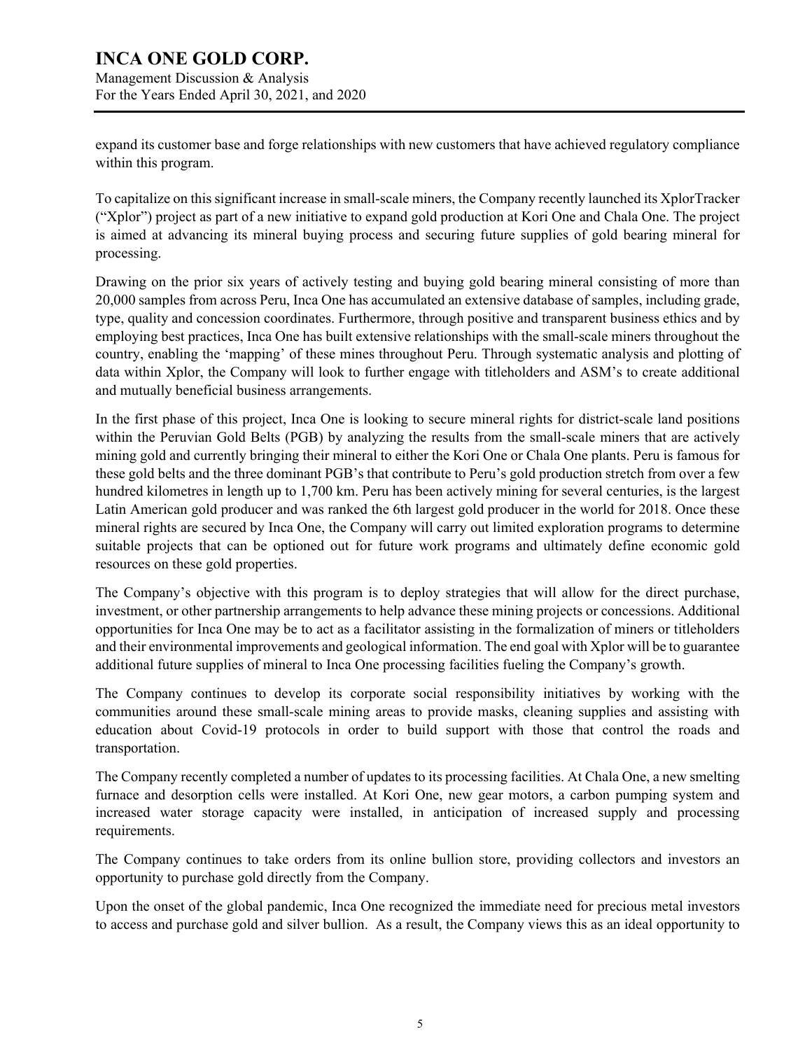expand its customer base and forge relationships with new customers that have achieved regulatory compliance within this program.

To capitalize on this significant increase in small-scale miners, the Company recently launched its XplorTracker ("Xplor") project as part of a new initiative to expand gold production at Kori One and Chala One. The project is aimed at advancing its mineral buying process and securing future supplies of gold bearing mineral for processing.

Drawing on the prior six years of actively testing and buying gold bearing mineral consisting of more than 20,000 samples from across Peru, Inca One has accumulated an extensive database of samples, including grade, type, quality and concession coordinates. Furthermore, through positive and transparent business ethics and by employing best practices, Inca One has built extensive relationships with the small-scale miners throughout the country, enabling the 'mapping' of these mines throughout Peru. Through systematic analysis and plotting of data within Xplor, the Company will look to further engage with titleholders and ASM's to create additional and mutually beneficial business arrangements.

In the first phase of this project, Inca One is looking to secure mineral rights for district-scale land positions within the Peruvian Gold Belts (PGB) by analyzing the results from the small-scale miners that are actively mining gold and currently bringing their mineral to either the Kori One or Chala One plants. Peru is famous for these gold belts and the three dominant PGB's that contribute to Peru's gold production stretch from over a few hundred kilometres in length up to 1,700 km. Peru has been actively mining for several centuries, is the largest Latin American gold producer and was ranked the 6th largest gold producer in the world for 2018. Once these mineral rights are secured by Inca One, the Company will carry out limited exploration programs to determine suitable projects that can be optioned out for future work programs and ultimately define economic gold resources on these gold properties.

The Company's objective with this program is to deploy strategies that will allow for the direct purchase, investment, or other partnership arrangements to help advance these mining projects or concessions. Additional opportunities for Inca One may be to act as a facilitator assisting in the formalization of miners or titleholders and their environmental improvements and geological information. The end goal with Xplor will be to guarantee additional future supplies of mineral to Inca One processing facilities fueling the Company's growth.

The Company continues to develop its corporate social responsibility initiatives by working with the communities around these small-scale mining areas to provide masks, cleaning supplies and assisting with education about Covid-19 protocols in order to build support with those that control the roads and transportation.

The Company recently completed a number of updates to its processing facilities. At Chala One, a new smelting furnace and desorption cells were installed. At Kori One, new gear motors, a carbon pumping system and increased water storage capacity were installed, in anticipation of increased supply and processing requirements.

The Company continues to take orders from its online bullion store, providing collectors and investors an opportunity to purchase gold directly from the Company.

Upon the onset of the global pandemic, Inca One recognized the immediate need for precious metal investors to access and purchase gold and silver bullion. As a result, the Company views this as an ideal opportunity to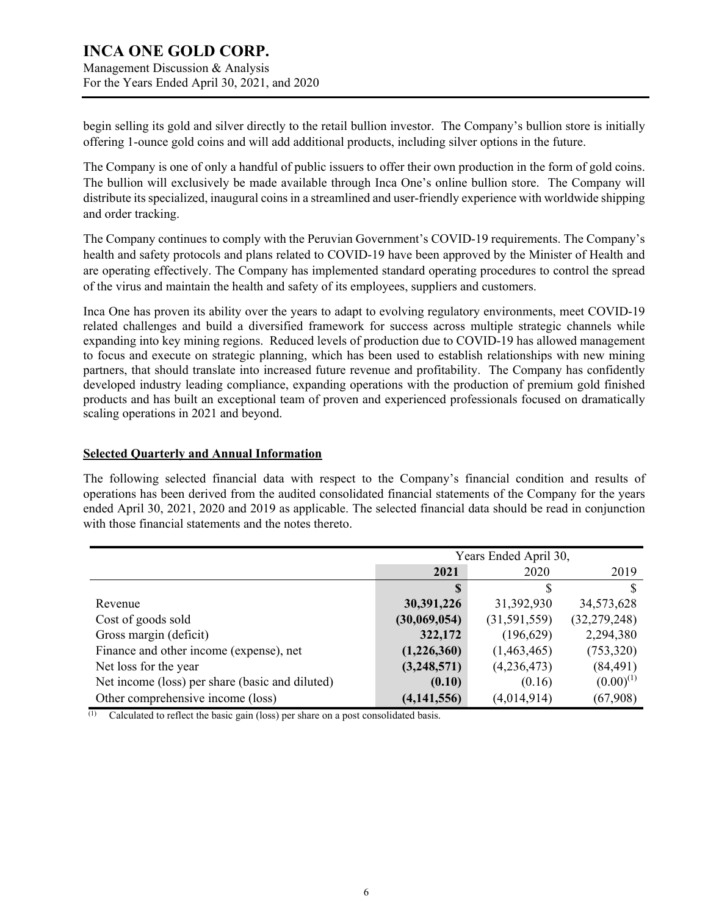begin selling its gold and silver directly to the retail bullion investor. The Company's bullion store is initially offering 1-ounce gold coins and will add additional products, including silver options in the future.

The Company is one of only a handful of public issuers to offer their own production in the form of gold coins. The bullion will exclusively be made available through Inca One's online bullion store. The Company will distribute its specialized, inaugural coins in a streamlined and user-friendly experience with worldwide shipping and order tracking.

The Company continues to comply with the Peruvian Government's COVID-19 requirements. The Company's health and safety protocols and plans related to COVID-19 have been approved by the Minister of Health and are operating effectively. The Company has implemented standard operating procedures to control the spread of the virus and maintain the health and safety of its employees, suppliers and customers.

Inca One has proven its ability over the years to adapt to evolving regulatory environments, meet COVID-19 related challenges and build a diversified framework for success across multiple strategic channels while expanding into key mining regions. Reduced levels of production due to COVID-19 has allowed management to focus and execute on strategic planning, which has been used to establish relationships with new mining partners, that should translate into increased future revenue and profitability. The Company has confidently developed industry leading compliance, expanding operations with the production of premium gold finished products and has built an exceptional team of proven and experienced professionals focused on dramatically scaling operations in 2021 and beyond.

## Selected Quarterly and Annual Information

The following selected financial data with respect to the Company's financial condition and results of operations has been derived from the audited consolidated financial statements of the Company for the years ended April 30, 2021, 2020 and 2019 as applicable. The selected financial data should be read in conjunction with those financial statements and the notes thereto.

| | Years Ended April 30, | | |
|---|---|---|---|
| | **2021** | 2020 | 2019 |
| | **$** | $ | $ |
| Revenue | **30,391,226** | 31,392,930 | 34,573,628 |
| Cost of goods sold | **(30,069,054)** | (31,591,559) | (32,279,248) |
| Gross margin (deficit) | **322,172** | (196,629) | 2,294,380 |
| Finance and other income (expense), net | **(1,226,360)** | (1,463,465) | (753,320) |
| Net loss for the year | **(3,248,571)** | (4,236,473) | (84,491) |
| Net income (loss) per share (basic and diluted) | **(0.10)** | (0.16) | (0.00)[(1)] |
| Other comprehensive income (loss) | **(4,141,556)** | (4,014,914) | (67,908) |

(1) Calculated to reflect the basic gain (loss) per share on a post consolidated basis.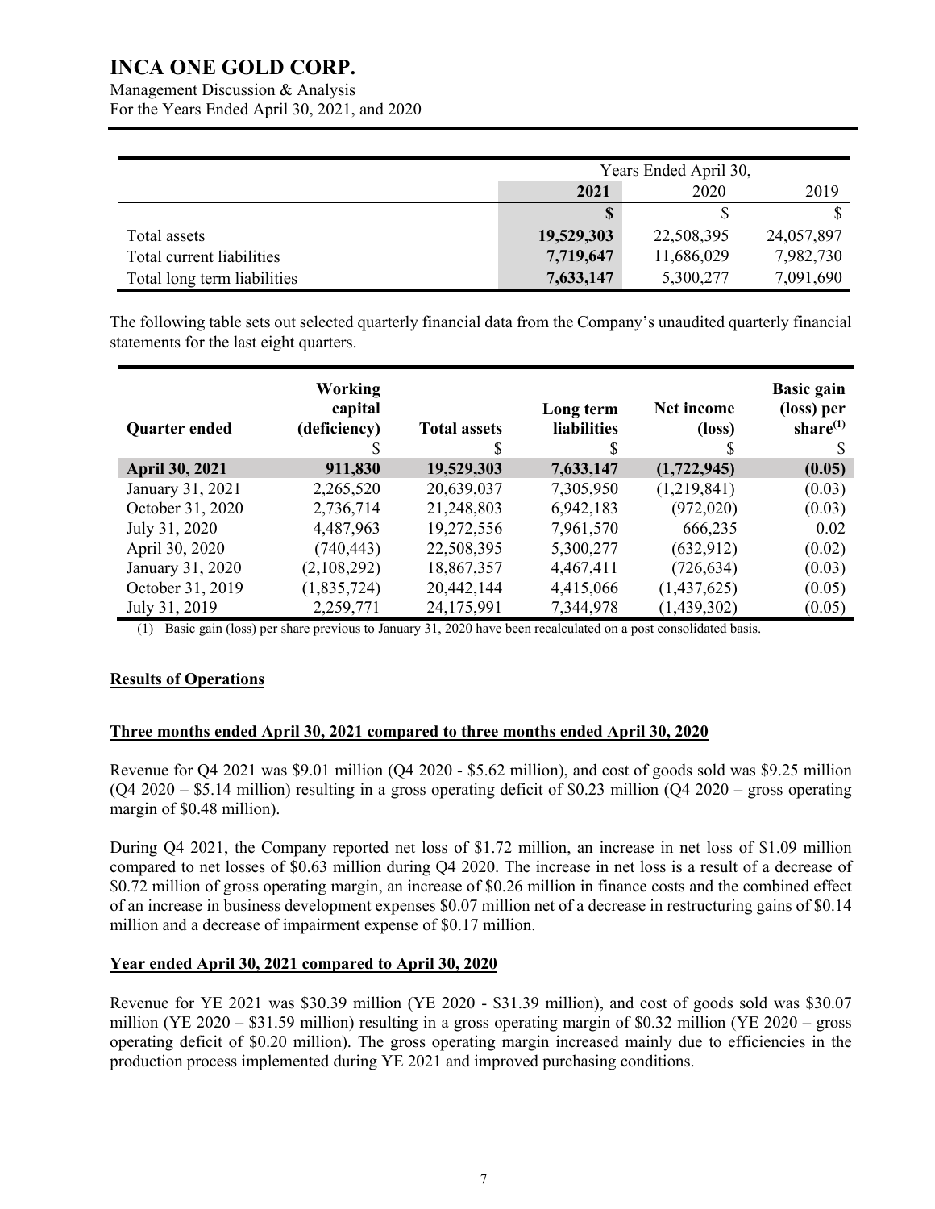| | Years Ended April 30, | | |
|---|---|---|---|
| | **2021** | 2020 | 2019 |
| | **$** | $ | $ |
| Total assets | **19,529,303** | 22,508,395 | 24,057,897 |
| Total current liabilities | **7,719,647** | 11,686,029 | 7,982,730 |
| Total long term liabilities | **7,633,147** | 5,300,277 | 7,091,690 |

The following table sets out selected quarterly financial data from the Company's unaudited quarterly financial statements for the last eight quarters.

| Quarter ended | Working capital (deficiency) | Total assets | Long term liabilities | Net income (loss) | Basic gain (loss) per share(1) |
|---|---|---|---|---|---|
| | $ | $ | $ | $ | $ |
| **April 30, 2021** | **911,830** | **19,529,303** | **7,633,147** | **(1,722,945)** | **(0.05)** |
| January 31, 2021 | 2,265,520 | 20,639,037 | 7,305,950 | (1,219,841) | (0.03) |
| October 31, 2020 | 2,736,714 | 21,248,803 | 6,942,183 | (972,020) | (0.03) |
| July 31, 2020 | 4,487,963 | 19,272,556 | 7,961,570 | 666,235 | 0.02 |
| April 30, 2020 | (740,443) | 22,508,395 | 5,300,277 | (632,912) | (0.02) |
| January 31, 2020 | (2,108,292) | 18,867,357 | 4,467,411 | (726,634) | (0.03) |
| October 31, 2019 | (1,835,724) | 20,442,144 | 4,415,066 | (1,437,625) | (0.05) |
| July 31, 2019 | 2,259,771 | 24,175,991 | 7,344,978 | (1,439,302) | (0.05) |

(1) Basic gain (loss) per share previous to January 31, 2020 have been recalculated on a post consolidated basis.

## Results of Operations

### Three months ended April 30, 2021 compared to three months ended April 30, 2020

Revenue for Q4 2021 was $9.01 million (Q4 2020 - $5.62 million), and cost of goods sold was $9.25 million (Q4 2020 – $5.14 million) resulting in a gross operating deficit of $0.23 million (Q4 2020 – gross operating margin of $0.48 million).

During Q4 2021, the Company reported net loss of $1.72 million, an increase in net loss of $1.09 million compared to net losses of $0.63 million during Q4 2020. The increase in net loss is a result of a decrease of $0.72 million of gross operating margin, an increase of $0.26 million in finance costs and the combined effect of an increase in business development expenses $0.07 million net of a decrease in restructuring gains of $0.14 million and a decrease of impairment expense of $0.17 million.

### Year ended April 30, 2021 compared to April 30, 2020

Revenue for YE 2021 was $30.39 million (YE 2020 - $31.39 million), and cost of goods sold was $30.07 million (YE 2020 – $31.59 million) resulting in a gross operating margin of $0.32 million (YE 2020 – gross operating deficit of $0.20 million). The gross operating margin increased mainly due to efficiencies in the production process implemented during YE 2021 and improved purchasing conditions.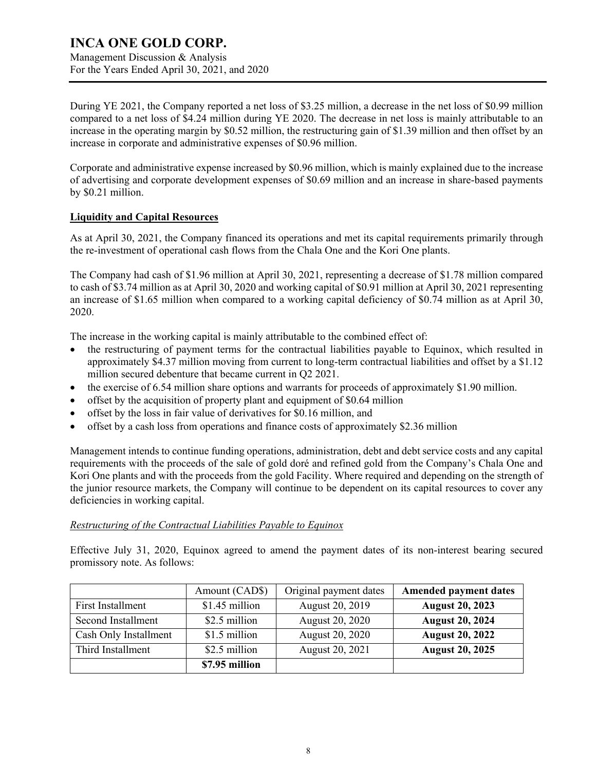During YE 2021, the Company reported a net loss of $3.25 million, a decrease in the net loss of $0.99 million compared to a net loss of $4.24 million during YE 2020. The decrease in net loss is mainly attributable to an increase in the operating margin by $0.52 million, the restructuring gain of $1.39 million and then offset by an increase in corporate and administrative expenses of $0.96 million.

Corporate and administrative expense increased by $0.96 million, which is mainly explained due to the increase of advertising and corporate development expenses of $0.69 million and an increase in share-based payments by $0.21 million.

## Liquidity and Capital Resources

As at April 30, 2021, the Company financed its operations and met its capital requirements primarily through the re-investment of operational cash flows from the Chala One and the Kori One plants.

The Company had cash of $1.96 million at April 30, 2021, representing a decrease of $1.78 million compared to cash of $3.74 million as at April 30, 2020 and working capital of $0.91 million at April 30, 2021 representing an increase of $1.65 million when compared to a working capital deficiency of $0.74 million as at April 30, 2020.

The increase in the working capital is mainly attributable to the combined effect of:

- the restructuring of payment terms for the contractual liabilities payable to Equinox, which resulted in approximately $4.37 million moving from current to long-term contractual liabilities and offset by a $1.12 million secured debenture that became current in Q2 2021.
- the exercise of 6.54 million share options and warrants for proceeds of approximately $1.90 million.
- offset by the acquisition of property plant and equipment of $0.64 million
- offset by the loss in fair value of derivatives for $0.16 million, and
- offset by a cash loss from operations and finance costs of approximately $2.36 million

Management intends to continue funding operations, administration, debt and debt service costs and any capital requirements with the proceeds of the sale of gold doré and refined gold from the Company's Chala One and Kori One plants and with the proceeds from the gold Facility. Where required and depending on the strength of the junior resource markets, the Company will continue to be dependent on its capital resources to cover any deficiencies in working capital.

*Restructuring of the Contractual Liabilities Payable to Equinox*

Effective July 31, 2020, Equinox agreed to amend the payment dates of its non-interest bearing secured promissory note. As follows:

| | Amount (CAD$) | Original payment dates | **Amended payment dates** |
|---|---|---|---|
| First Installment | $1.45 million | August 20, 2019 | **August 20, 2023** |
| Second Installment | $2.5 million | August 20, 2020 | **August 20, 2024** |
| Cash Only Installment | $1.5 million | August 20, 2020 | **August 20, 2022** |
| Third Installment | $2.5 million | August 20, 2021 | **August 20, 2025** |
| | **$7.95 million** | | |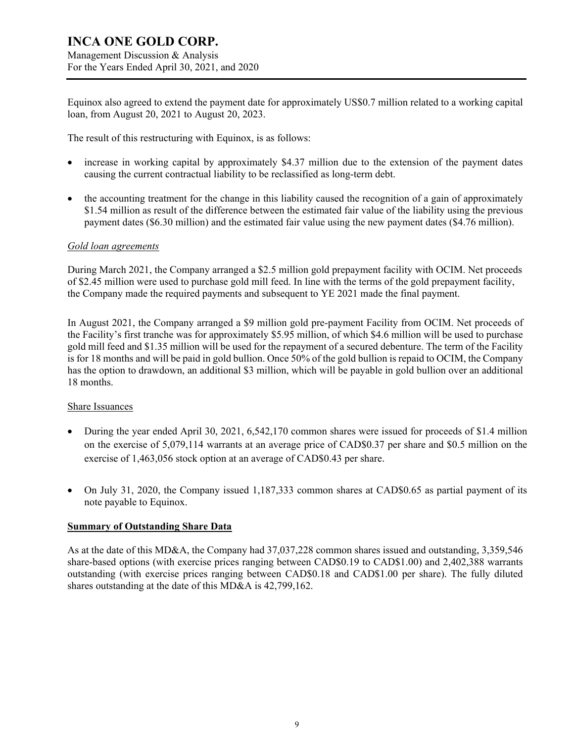Equinox also agreed to extend the payment date for approximately US$0.7 million related to a working capital loan, from August 20, 2021 to August 20, 2023.

The result of this restructuring with Equinox, is as follows:

- increase in working capital by approximately $4.37 million due to the extension of the payment dates causing the current contractual liability to be reclassified as long-term debt.
- the accounting treatment for the change in this liability caused the recognition of a gain of approximately $1.54 million as result of the difference between the estimated fair value of the liability using the previous payment dates ($6.30 million) and the estimated fair value using the new payment dates ($4.76 million).

*Gold loan agreements*

During March 2021, the Company arranged a $2.5 million gold prepayment facility with OCIM. Net proceeds of $2.45 million were used to purchase gold mill feed. In line with the terms of the gold prepayment facility, the Company made the required payments and subsequent to YE 2021 made the final payment.

In August 2021, the Company arranged a $9 million gold pre-payment Facility from OCIM. Net proceeds of the Facility's first tranche was for approximately $5.95 million, of which $4.6 million will be used to purchase gold mill feed and $1.35 million will be used for the repayment of a secured debenture. The term of the Facility is for 18 months and will be paid in gold bullion. Once 50% of the gold bullion is repaid to OCIM, the Company has the option to drawdown, an additional $3 million, which will be payable in gold bullion over an additional 18 months.

Share Issuances

- During the year ended April 30, 2021, 6,542,170 common shares were issued for proceeds of $1.4 million on the exercise of 5,079,114 warrants at an average price of CAD$0.37 per share and $0.5 million on the exercise of 1,463,056 stock option at an average of CAD$0.43 per share.
- On July 31, 2020, the Company issued 1,187,333 common shares at CAD$0.65 as partial payment of its note payable to Equinox.

**Summary of Outstanding Share Data**

As at the date of this MD&A, the Company had 37,037,228 common shares issued and outstanding, 3,359,546 share-based options (with exercise prices ranging between CAD$0.19 to CAD$1.00) and 2,402,388 warrants outstanding (with exercise prices ranging between CAD$0.18 and CAD$1.00 per share). The fully diluted shares outstanding at the date of this MD&A is 42,799,162.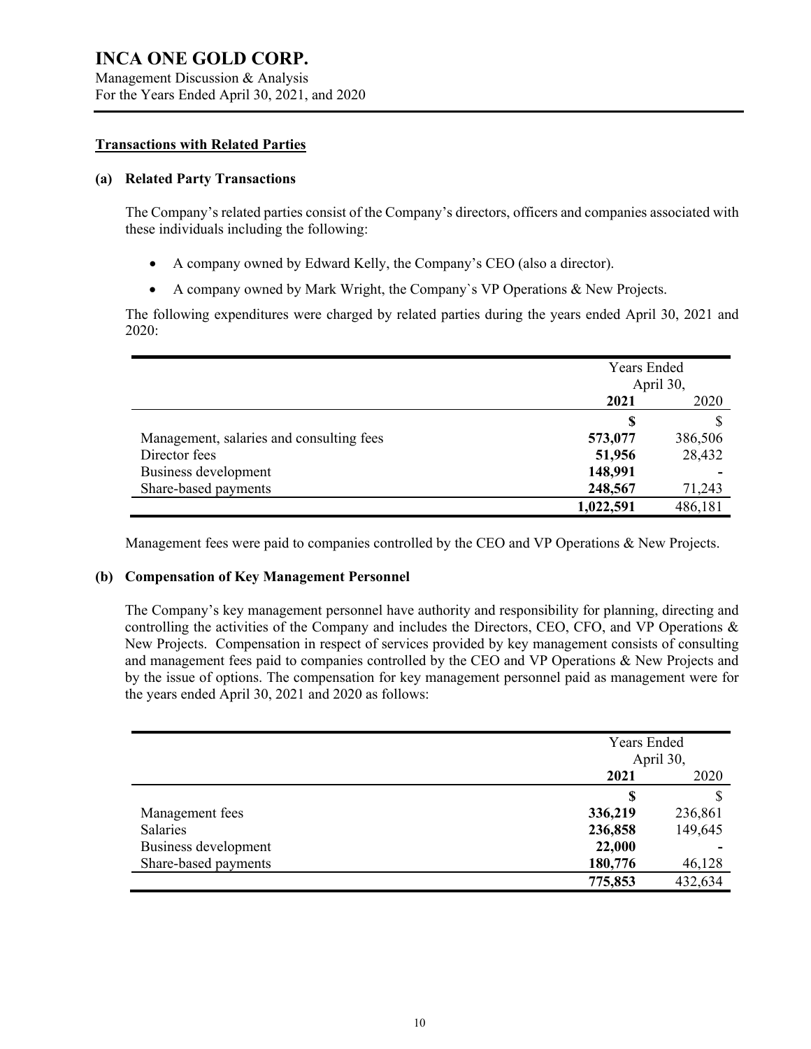## Transactions with Related Parties

### (a) Related Party Transactions

The Company's related parties consist of the Company's directors, officers and companies associated with these individuals including the following:

- A company owned by Edward Kelly, the Company's CEO (also a director).
- A company owned by Mark Wright, the Company`s VP Operations & New Projects.

The following expenditures were charged by related parties during the years ended April 30, 2021 and 2020:

| | Years Ended April 30, | |
|---|---|---|
| | **2021** | 2020 |
| | **$** | $ |
| Management, salaries and consulting fees | **573,077** | 386,506 |
| Director fees | **51,956** | 28,432 |
| Business development | **148,991** | - |
| Share-based payments | **248,567** | 71,243 |
| | **1,022,591** | 486,181 |

Management fees were paid to companies controlled by the CEO and VP Operations & New Projects.

### (b) Compensation of Key Management Personnel

The Company's key management personnel have authority and responsibility for planning, directing and controlling the activities of the Company and includes the Directors, CEO, CFO, and VP Operations & New Projects. Compensation in respect of services provided by key management consists of consulting and management fees paid to companies controlled by the CEO and VP Operations & New Projects and by the issue of options. The compensation for key management personnel paid as management were for the years ended April 30, 2021 and 2020 as follows:

| | Years Ended April 30, | |
|---|---|---|
| | **2021** | 2020 |
| | **$** | $ |
| Management fees | **336,219** | 236,861 |
| Salaries | **236,858** | 149,645 |
| Business development | **22,000** | - |
| Share-based payments | **180,776** | 46,128 |
| | **775,853** | 432,634 |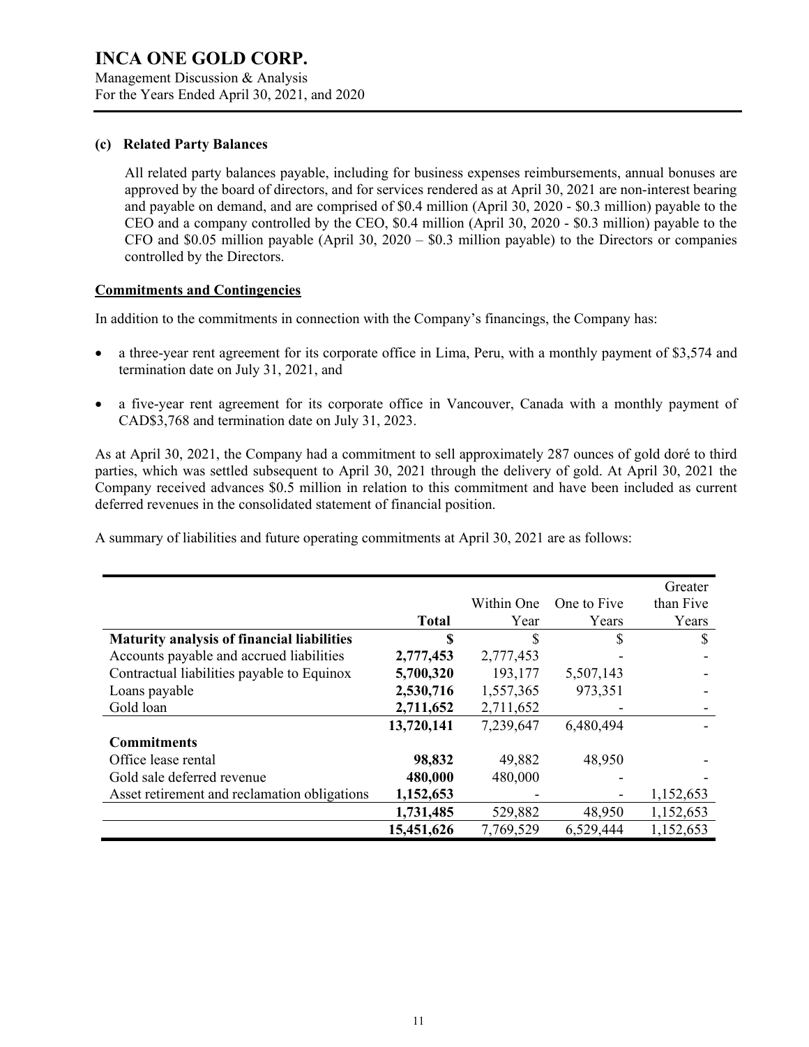**(c) Related Party Balances**

All related party balances payable, including for business expenses reimbursements, annual bonuses are approved by the board of directors, and for services rendered as at April 30, 2021 are non-interest bearing and payable on demand, and are comprised of $0.4 million (April 30, 2020 - $0.3 million) payable to the CEO and a company controlled by the CEO, $0.4 million (April 30, 2020 - $0.3 million) payable to the CFO and $0.05 million payable (April 30, 2020 – $0.3 million payable) to the Directors or companies controlled by the Directors.

## Commitments and Contingencies

In addition to the commitments in connection with the Company's financings, the Company has:

- a three-year rent agreement for its corporate office in Lima, Peru, with a monthly payment of $3,574 and termination date on July 31, 2021, and
- a five-year rent agreement for its corporate office in Vancouver, Canada with a monthly payment of CAD$3,768 and termination date on July 31, 2023.

As at April 30, 2021, the Company had a commitment to sell approximately 287 ounces of gold doré to third parties, which was settled subsequent to April 30, 2021 through the delivery of gold. At April 30, 2021 the Company received advances $0.5 million in relation to this commitment and have been included as current deferred revenues in the consolidated statement of financial position.

A summary of liabilities and future operating commitments at April 30, 2021 are as follows:

| | Total | Within One Year | One to Five Years | Greater than Five Years |
|---|---|---|---|---|
| **Maturity analysis of financial liabilities** | **$** | $ | $ | $ |
| Accounts payable and accrued liabilities | **2,777,453** | 2,777,453 | - | - |
| Contractual liabilities payable to Equinox | **5,700,320** | 193,177 | 5,507,143 | - |
| Loans payable | **2,530,716** | 1,557,365 | 973,351 | - |
| Gold loan | **2,711,652** | 2,711,652 | - | - |
| | **13,720,141** | 7,239,647 | 6,480,494 | - |
| **Commitments** | | | | |
| Office lease rental | **98,832** | 49,882 | 48,950 | - |
| Gold sale deferred revenue | **480,000** | 480,000 | - | - |
| Asset retirement and reclamation obligations | **1,152,653** | - | - | 1,152,653 |
| | **1,731,485** | 529,882 | 48,950 | 1,152,653 |
| | **15,451,626** | 7,769,529 | 6,529,444 | 1,152,653 |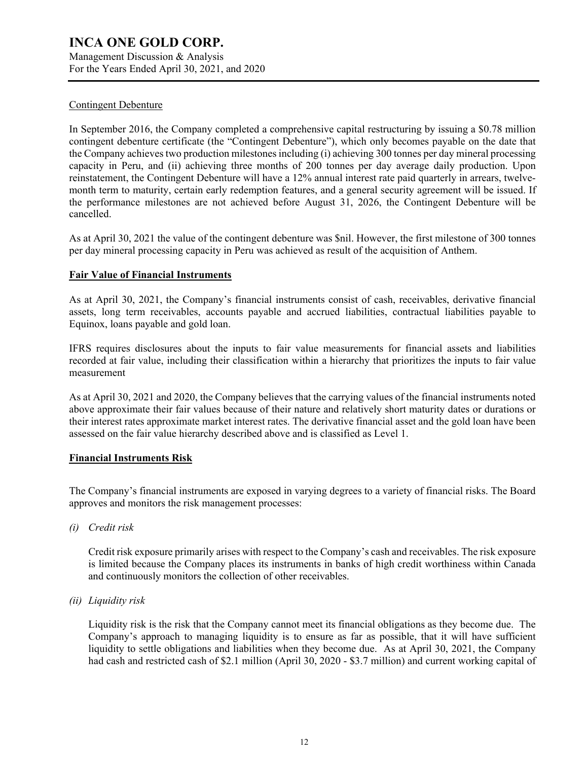Contingent Debenture

In September 2016, the Company completed a comprehensive capital restructuring by issuing a $0.78 million contingent debenture certificate (the "Contingent Debenture"), which only becomes payable on the date that the Company achieves two production milestones including (i) achieving 300 tonnes per day mineral processing capacity in Peru, and (ii) achieving three months of 200 tonnes per day average daily production. Upon reinstatement, the Contingent Debenture will have a 12% annual interest rate paid quarterly in arrears, twelve-month term to maturity, certain early redemption features, and a general security agreement will be issued. If the performance milestones are not achieved before August 31, 2026, the Contingent Debenture will be cancelled.

As at April 30, 2021 the value of the contingent debenture was $nil. However, the first milestone of 300 tonnes per day mineral processing capacity in Peru was achieved as result of the acquisition of Anthem.

## Fair Value of Financial Instruments

As at April 30, 2021, the Company's financial instruments consist of cash, receivables, derivative financial assets, long term receivables, accounts payable and accrued liabilities, contractual liabilities payable to Equinox, loans payable and gold loan.

IFRS requires disclosures about the inputs to fair value measurements for financial assets and liabilities recorded at fair value, including their classification within a hierarchy that prioritizes the inputs to fair value measurement

As at April 30, 2021 and 2020, the Company believes that the carrying values of the financial instruments noted above approximate their fair values because of their nature and relatively short maturity dates or durations or their interest rates approximate market interest rates. The derivative financial asset and the gold loan have been assessed on the fair value hierarchy described above and is classified as Level 1.

## Financial Instruments Risk

The Company's financial instruments are exposed in varying degrees to a variety of financial risks. The Board approves and monitors the risk management processes:

*(i) Credit risk*

Credit risk exposure primarily arises with respect to the Company's cash and receivables. The risk exposure is limited because the Company places its instruments in banks of high credit worthiness within Canada and continuously monitors the collection of other receivables.

*(ii) Liquidity risk*

Liquidity risk is the risk that the Company cannot meet its financial obligations as they become due. The Company's approach to managing liquidity is to ensure as far as possible, that it will have sufficient liquidity to settle obligations and liabilities when they become due. As at April 30, 2021, the Company had cash and restricted cash of $2.1 million (April 30, 2020 - $3.7 million) and current working capital of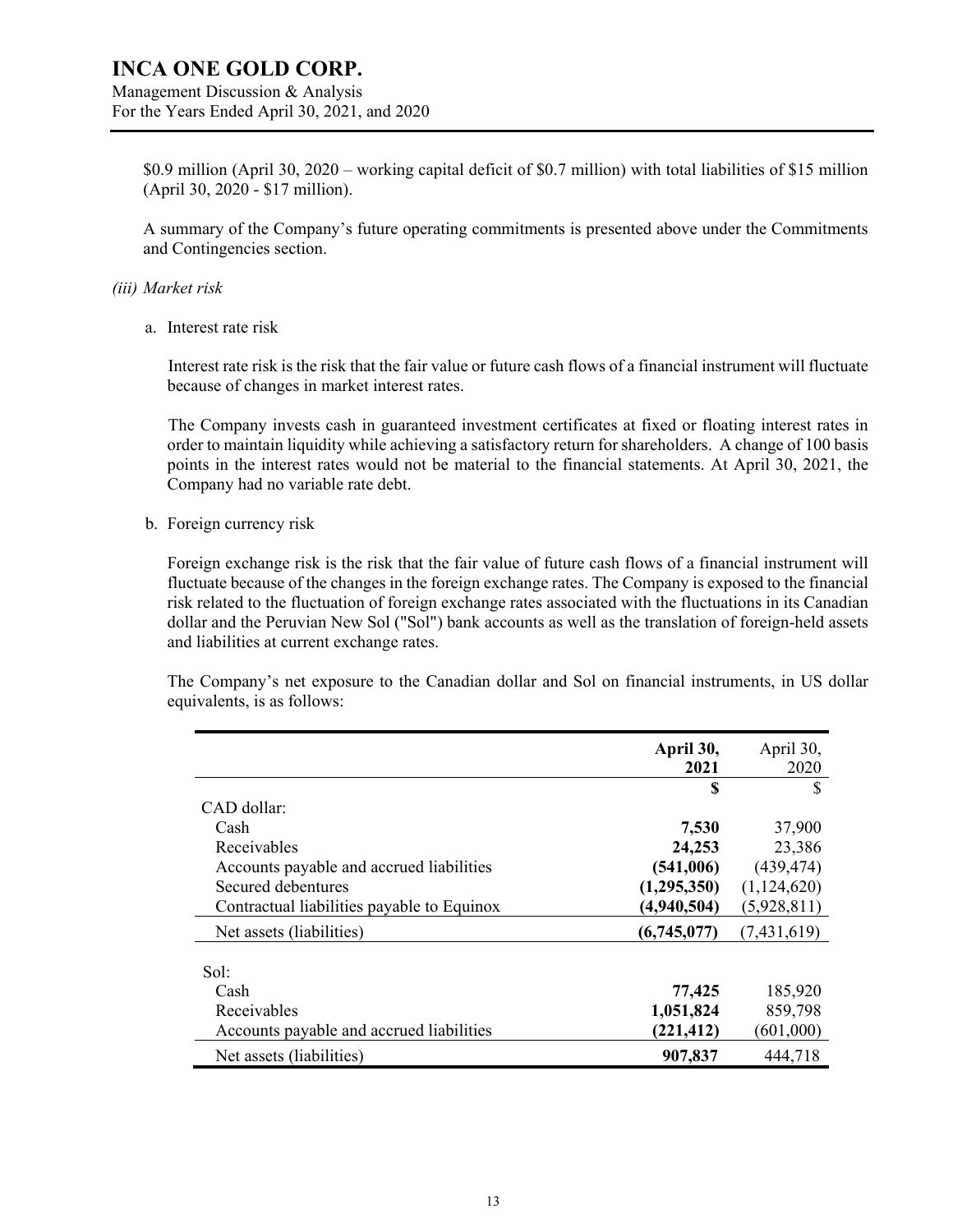$0.9 million (April 30, 2020 – working capital deficit of $0.7 million) with total liabilities of $15 million (April 30, 2020 - $17 million).

A summary of the Company's future operating commitments is presented above under the Commitments and Contingencies section.

*(iii) Market risk*

a. Interest rate risk

Interest rate risk is the risk that the fair value or future cash flows of a financial instrument will fluctuate because of changes in market interest rates.

The Company invests cash in guaranteed investment certificates at fixed or floating interest rates in order to maintain liquidity while achieving a satisfactory return for shareholders. A change of 100 basis points in the interest rates would not be material to the financial statements. At April 30, 2021, the Company had no variable rate debt.

b. Foreign currency risk

Foreign exchange risk is the risk that the fair value of future cash flows of a financial instrument will fluctuate because of the changes in the foreign exchange rates. The Company is exposed to the financial risk related to the fluctuation of foreign exchange rates associated with the fluctuations in its Canadian dollar and the Peruvian New Sol ("Sol") bank accounts as well as the translation of foreign-held assets and liabilities at current exchange rates.

The Company's net exposure to the Canadian dollar and Sol on financial instruments, in US dollar equivalents, is as follows:

| | **April 30, 2021** | April 30, 2020 |
|---|---|---|
| | **$** | $ |
| CAD dollar: | | |
| Cash | **7,530** | 37,900 |
| Receivables | **24,253** | 23,386 |
| Accounts payable and accrued liabilities | **(541,006)** | (439,474) |
| Secured debentures | **(1,295,350)** | (1,124,620) |
| Contractual liabilities payable to Equinox | **(4,940,504)** | (5,928,811) |
| Net assets (liabilities) | **(6,745,077)** | (7,431,619) |
| Sol: | | |
| Cash | **77,425** | 185,920 |
| Receivables | **1,051,824** | 859,798 |
| Accounts payable and accrued liabilities | **(221,412)** | (601,000) |
| Net assets (liabilities) | **907,837** | 444,718 |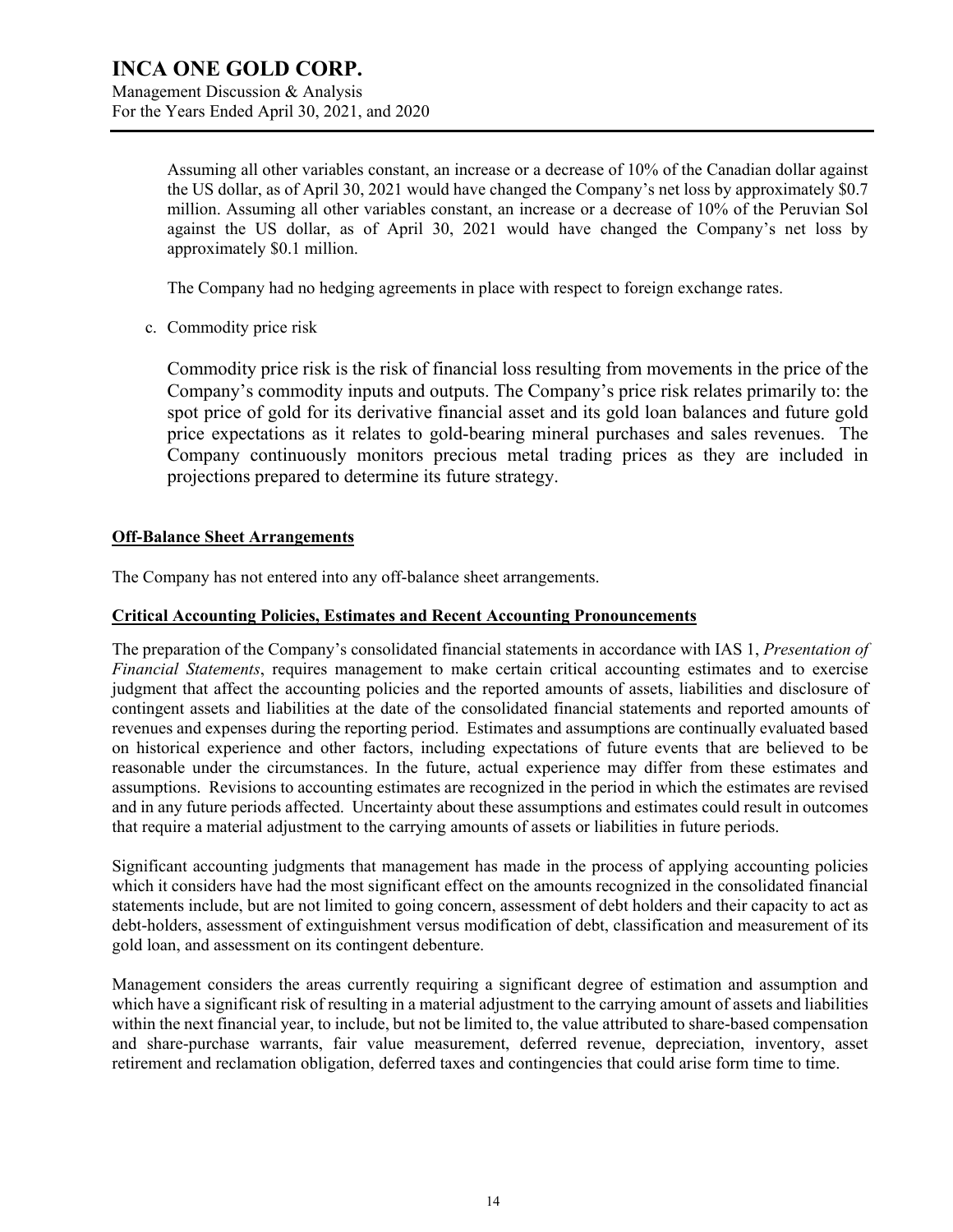Assuming all other variables constant, an increase or a decrease of 10% of the Canadian dollar against the US dollar, as of April 30, 2021 would have changed the Company's net loss by approximately $0.7 million. Assuming all other variables constant, an increase or a decrease of 10% of the Peruvian Sol against the US dollar, as of April 30, 2021 would have changed the Company's net loss by approximately $0.1 million.

The Company had no hedging agreements in place with respect to foreign exchange rates.

c. Commodity price risk

Commodity price risk is the risk of financial loss resulting from movements in the price of the Company's commodity inputs and outputs. The Company's price risk relates primarily to: the spot price of gold for its derivative financial asset and its gold loan balances and future gold price expectations as it relates to gold-bearing mineral purchases and sales revenues. The Company continuously monitors precious metal trading prices as they are included in projections prepared to determine its future strategy.

## Off-Balance Sheet Arrangements

The Company has not entered into any off-balance sheet arrangements.

## Critical Accounting Policies, Estimates and Recent Accounting Pronouncements

The preparation of the Company's consolidated financial statements in accordance with IAS 1, *Presentation of Financial Statements*, requires management to make certain critical accounting estimates and to exercise judgment that affect the accounting policies and the reported amounts of assets, liabilities and disclosure of contingent assets and liabilities at the date of the consolidated financial statements and reported amounts of revenues and expenses during the reporting period. Estimates and assumptions are continually evaluated based on historical experience and other factors, including expectations of future events that are believed to be reasonable under the circumstances. In the future, actual experience may differ from these estimates and assumptions. Revisions to accounting estimates are recognized in the period in which the estimates are revised and in any future periods affected. Uncertainty about these assumptions and estimates could result in outcomes that require a material adjustment to the carrying amounts of assets or liabilities in future periods.

Significant accounting judgments that management has made in the process of applying accounting policies which it considers have had the most significant effect on the amounts recognized in the consolidated financial statements include, but are not limited to going concern, assessment of debt holders and their capacity to act as debt-holders, assessment of extinguishment versus modification of debt, classification and measurement of its gold loan, and assessment on its contingent debenture.

Management considers the areas currently requiring a significant degree of estimation and assumption and which have a significant risk of resulting in a material adjustment to the carrying amount of assets and liabilities within the next financial year, to include, but not be limited to, the value attributed to share-based compensation and share-purchase warrants, fair value measurement, deferred revenue, depreciation, inventory, asset retirement and reclamation obligation, deferred taxes and contingencies that could arise form time to time.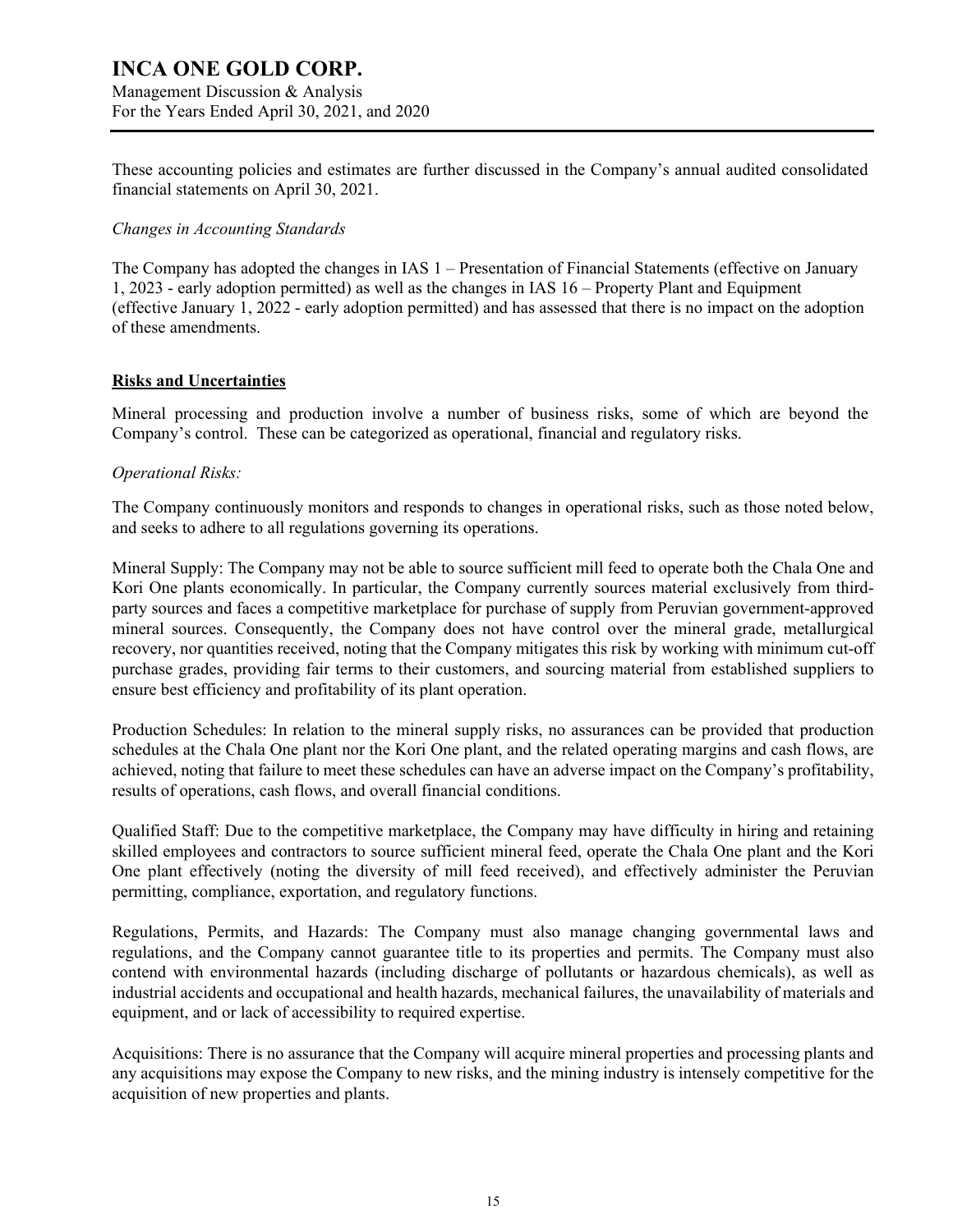These accounting policies and estimates are further discussed in the Company's annual audited consolidated financial statements on April 30, 2021.

*Changes in Accounting Standards*

The Company has adopted the changes in IAS 1 – Presentation of Financial Statements (effective on January 1, 2023 - early adoption permitted) as well as the changes in IAS 16 – Property Plant and Equipment (effective January 1, 2022 - early adoption permitted) and has assessed that there is no impact on the adoption of these amendments.

## Risks and Uncertainties

Mineral processing and production involve a number of business risks, some of which are beyond the Company's control. These can be categorized as operational, financial and regulatory risks.

*Operational Risks:*

The Company continuously monitors and responds to changes in operational risks, such as those noted below, and seeks to adhere to all regulations governing its operations.

Mineral Supply: The Company may not be able to source sufficient mill feed to operate both the Chala One and Kori One plants economically. In particular, the Company currently sources material exclusively from third-party sources and faces a competitive marketplace for purchase of supply from Peruvian government-approved mineral sources. Consequently, the Company does not have control over the mineral grade, metallurgical recovery, nor quantities received, noting that the Company mitigates this risk by working with minimum cut-off purchase grades, providing fair terms to their customers, and sourcing material from established suppliers to ensure best efficiency and profitability of its plant operation.

Production Schedules: In relation to the mineral supply risks, no assurances can be provided that production schedules at the Chala One plant nor the Kori One plant, and the related operating margins and cash flows, are achieved, noting that failure to meet these schedules can have an adverse impact on the Company's profitability, results of operations, cash flows, and overall financial conditions.

Qualified Staff: Due to the competitive marketplace, the Company may have difficulty in hiring and retaining skilled employees and contractors to source sufficient mineral feed, operate the Chala One plant and the Kori One plant effectively (noting the diversity of mill feed received), and effectively administer the Peruvian permitting, compliance, exportation, and regulatory functions.

Regulations, Permits, and Hazards: The Company must also manage changing governmental laws and regulations, and the Company cannot guarantee title to its properties and permits. The Company must also contend with environmental hazards (including discharge of pollutants or hazardous chemicals), as well as industrial accidents and occupational and health hazards, mechanical failures, the unavailability of materials and equipment, and or lack of accessibility to required expertise.

Acquisitions: There is no assurance that the Company will acquire mineral properties and processing plants and any acquisitions may expose the Company to new risks, and the mining industry is intensely competitive for the acquisition of new properties and plants.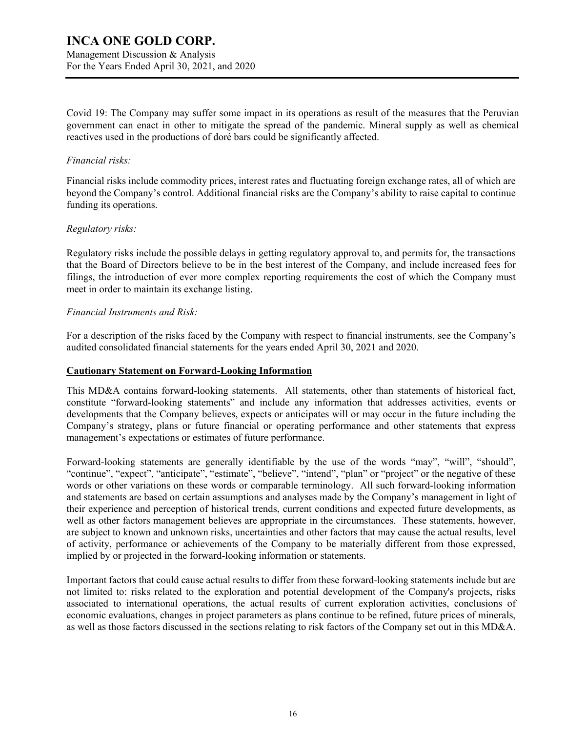Covid 19: The Company may suffer some impact in its operations as result of the measures that the Peruvian government can enact in other to mitigate the spread of the pandemic. Mineral supply as well as chemical reactives used in the productions of doré bars could be significantly affected.

*Financial risks:*

Financial risks include commodity prices, interest rates and fluctuating foreign exchange rates, all of which are beyond the Company's control. Additional financial risks are the Company's ability to raise capital to continue funding its operations.

*Regulatory risks:*

Regulatory risks include the possible delays in getting regulatory approval to, and permits for, the transactions that the Board of Directors believe to be in the best interest of the Company, and include increased fees for filings, the introduction of ever more complex reporting requirements the cost of which the Company must meet in order to maintain its exchange listing.

*Financial Instruments and Risk:*

For a description of the risks faced by the Company with respect to financial instruments, see the Company's audited consolidated financial statements for the years ended April 30, 2021 and 2020.

## Cautionary Statement on Forward-Looking Information

This MD&A contains forward-looking statements. All statements, other than statements of historical fact, constitute "forward-looking statements" and include any information that addresses activities, events or developments that the Company believes, expects or anticipates will or may occur in the future including the Company's strategy, plans or future financial or operating performance and other statements that express management's expectations or estimates of future performance.

Forward-looking statements are generally identifiable by the use of the words "may", "will", "should", "continue", "expect", "anticipate", "estimate", "believe", "intend", "plan" or "project" or the negative of these words or other variations on these words or comparable terminology. All such forward-looking information and statements are based on certain assumptions and analyses made by the Company's management in light of their experience and perception of historical trends, current conditions and expected future developments, as well as other factors management believes are appropriate in the circumstances. These statements, however, are subject to known and unknown risks, uncertainties and other factors that may cause the actual results, level of activity, performance or achievements of the Company to be materially different from those expressed, implied by or projected in the forward-looking information or statements.

Important factors that could cause actual results to differ from these forward-looking statements include but are not limited to: risks related to the exploration and potential development of the Company's projects, risks associated to international operations, the actual results of current exploration activities, conclusions of economic evaluations, changes in project parameters as plans continue to be refined, future prices of minerals, as well as those factors discussed in the sections relating to risk factors of the Company set out in this MD&A.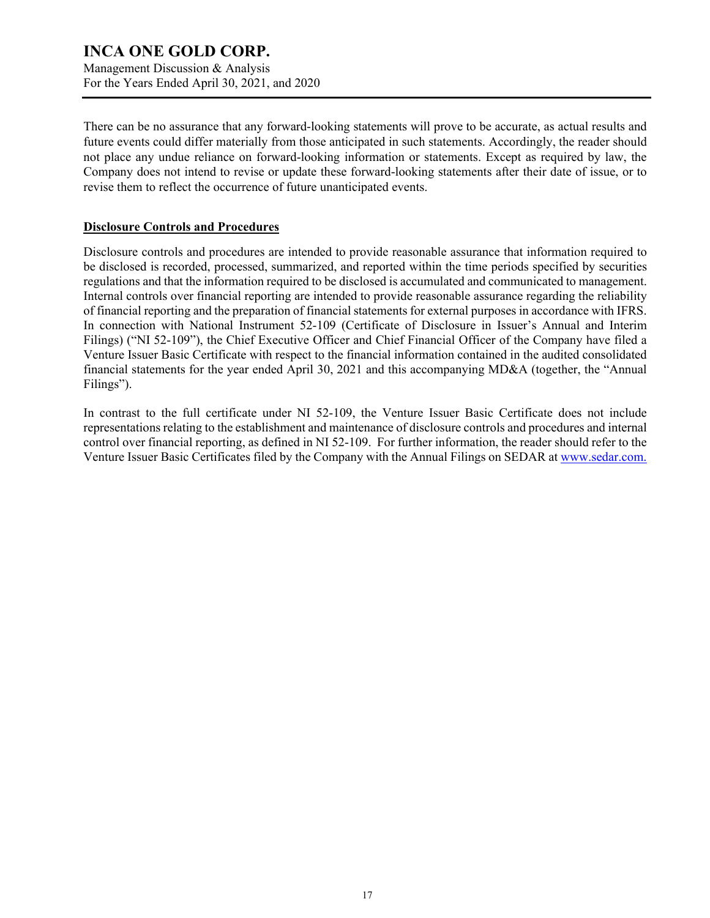There can be no assurance that any forward-looking statements will prove to be accurate, as actual results and future events could differ materially from those anticipated in such statements. Accordingly, the reader should not place any undue reliance on forward-looking information or statements. Except as required by law, the Company does not intend to revise or update these forward-looking statements after their date of issue, or to revise them to reflect the occurrence of future unanticipated events.

## Disclosure Controls and Procedures

Disclosure controls and procedures are intended to provide reasonable assurance that information required to be disclosed is recorded, processed, summarized, and reported within the time periods specified by securities regulations and that the information required to be disclosed is accumulated and communicated to management. Internal controls over financial reporting are intended to provide reasonable assurance regarding the reliability of financial reporting and the preparation of financial statements for external purposes in accordance with IFRS. In connection with National Instrument 52-109 (Certificate of Disclosure in Issuer's Annual and Interim Filings) ("NI 52-109"), the Chief Executive Officer and Chief Financial Officer of the Company have filed a Venture Issuer Basic Certificate with respect to the financial information contained in the audited consolidated financial statements for the year ended April 30, 2021 and this accompanying MD&A (together, the "Annual Filings").

In contrast to the full certificate under NI 52-109, the Venture Issuer Basic Certificate does not include representations relating to the establishment and maintenance of disclosure controls and procedures and internal control over financial reporting, as defined in NI 52-109. For further information, the reader should refer to the Venture Issuer Basic Certificates filed by the Company with the Annual Filings on SEDAR at www.sedar.com.